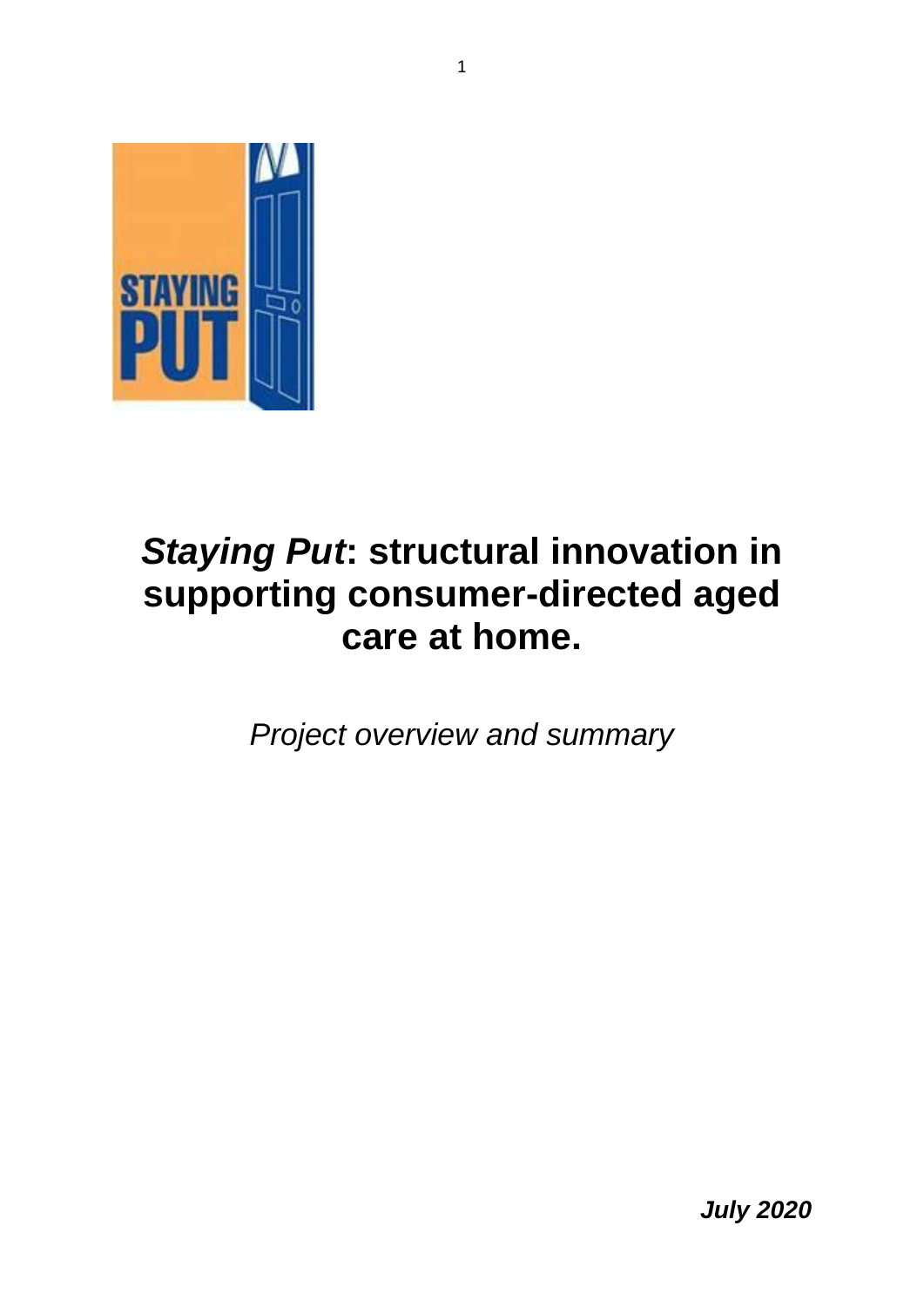# *Staying Put*: structural innovation in supporting consumer-directed aged care at home.

*Project overview and summary*

***July 2020***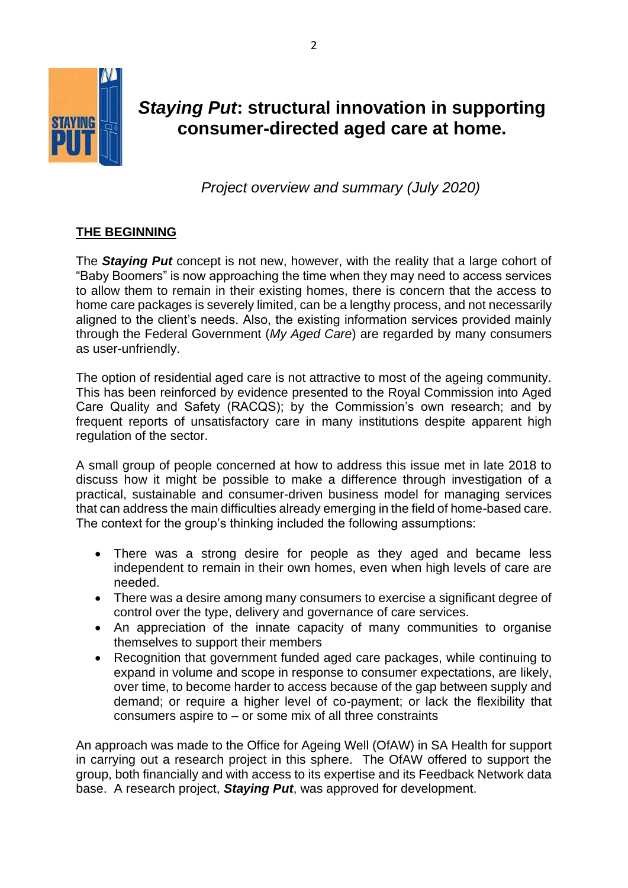# *Staying Put*: structural innovation in supporting consumer-directed aged care at home.

*Project overview and summary (July 2020)*

## THE BEGINNING

The ***Staying Put*** concept is not new, however, with the reality that a large cohort of "Baby Boomers" is now approaching the time when they may need to access services to allow them to remain in their existing homes, there is concern that the access to home care packages is severely limited, can be a lengthy process, and not necessarily aligned to the client's needs. Also, the existing information services provided mainly through the Federal Government (*My Aged Care*) are regarded by many consumers as user-unfriendly.

The option of residential aged care is not attractive to most of the ageing community. This has been reinforced by evidence presented to the Royal Commission into Aged Care Quality and Safety (RACQS); by the Commission's own research; and by frequent reports of unsatisfactory care in many institutions despite apparent high regulation of the sector.

A small group of people concerned at how to address this issue met in late 2018 to discuss how it might be possible to make a difference through investigation of a practical, sustainable and consumer-driven business model for managing services that can address the main difficulties already emerging in the field of home-based care. The context for the group's thinking included the following assumptions:

- There was a strong desire for people as they aged and became less independent to remain in their own homes, even when high levels of care are needed.
- There was a desire among many consumers to exercise a significant degree of control over the type, delivery and governance of care services.
- An appreciation of the innate capacity of many communities to organise themselves to support their members
- Recognition that government funded aged care packages, while continuing to expand in volume and scope in response to consumer expectations, are likely, over time, to become harder to access because of the gap between supply and demand; or require a higher level of co-payment; or lack the flexibility that consumers aspire to – or some mix of all three constraints

An approach was made to the Office for Ageing Well (OfAW) in SA Health for support in carrying out a research project in this sphere. The OfAW offered to support the group, both financially and with access to its expertise and its Feedback Network data base. A research project, ***Staying Put***, was approved for development.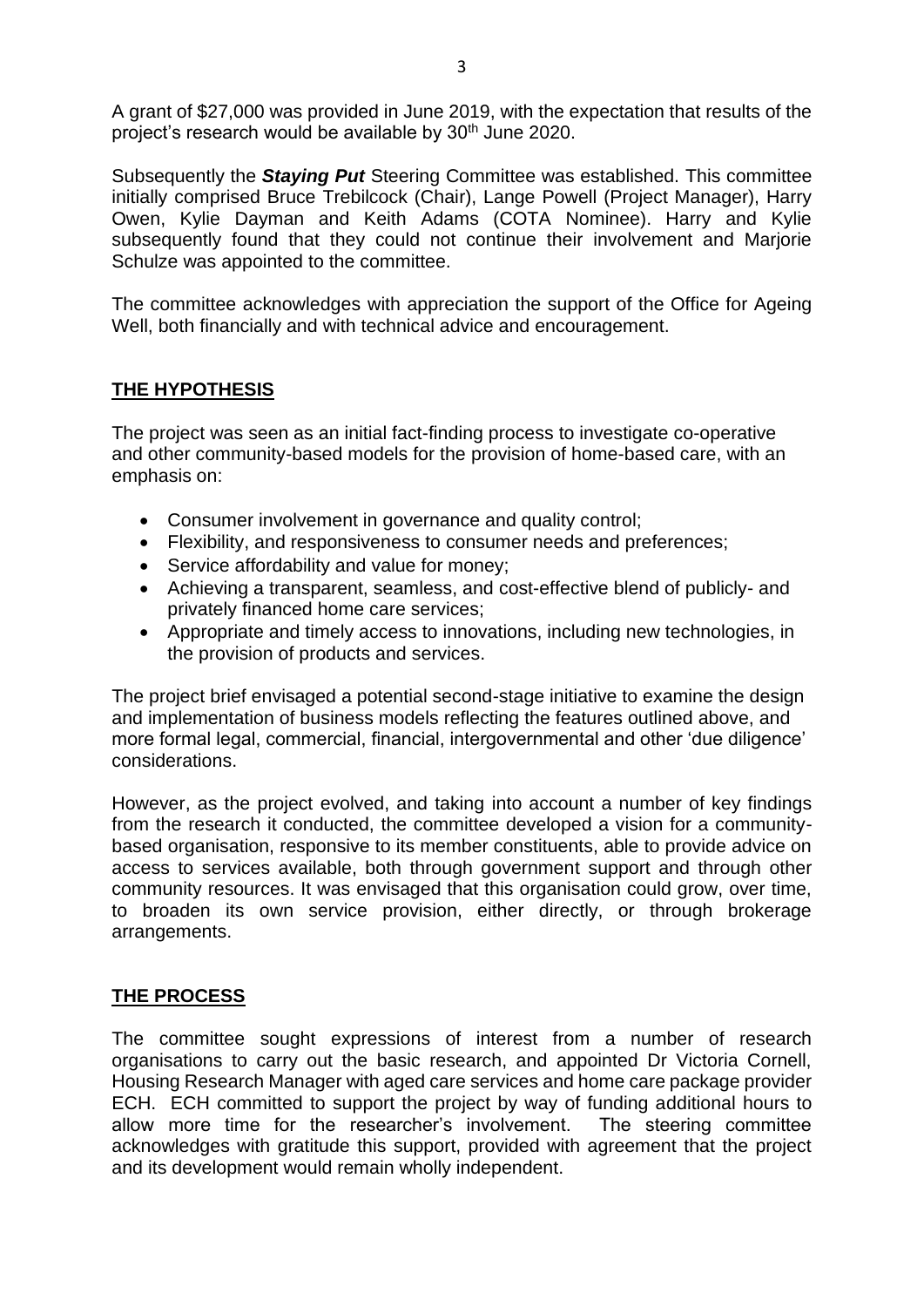A grant of $27,000 was provided in June 2019, with the expectation that results of the project's research would be available by 30th June 2020.

Subsequently the ***Staying Put*** Steering Committee was established. This committee initially comprised Bruce Trebilcock (Chair), Lange Powell (Project Manager), Harry Owen, Kylie Dayman and Keith Adams (COTA Nominee). Harry and Kylie subsequently found that they could not continue their involvement and Marjorie Schulze was appointed to the committee.

The committee acknowledges with appreciation the support of the Office for Ageing Well, both financially and with technical advice and encouragement.

## THE HYPOTHESIS

The project was seen as an initial fact-finding process to investigate co-operative and other community-based models for the provision of home-based care, with an emphasis on:

- Consumer involvement in governance and quality control;
- Flexibility, and responsiveness to consumer needs and preferences;
- Service affordability and value for money;
- Achieving a transparent, seamless, and cost-effective blend of publicly- and privately financed home care services;
- Appropriate and timely access to innovations, including new technologies, in the provision of products and services.

The project brief envisaged a potential second-stage initiative to examine the design and implementation of business models reflecting the features outlined above, and more formal legal, commercial, financial, intergovernmental and other 'due diligence' considerations.

However, as the project evolved, and taking into account a number of key findings from the research it conducted, the committee developed a vision for a community-based organisation, responsive to its member constituents, able to provide advice on access to services available, both through government support and through other community resources. It was envisaged that this organisation could grow, over time, to broaden its own service provision, either directly, or through brokerage arrangements.

## THE PROCESS

The committee sought expressions of interest from a number of research organisations to carry out the basic research, and appointed Dr Victoria Cornell, Housing Research Manager with aged care services and home care package provider ECH. ECH committed to support the project by way of funding additional hours to allow more time for the researcher's involvement. The steering committee acknowledges with gratitude this support, provided with agreement that the project and its development would remain wholly independent.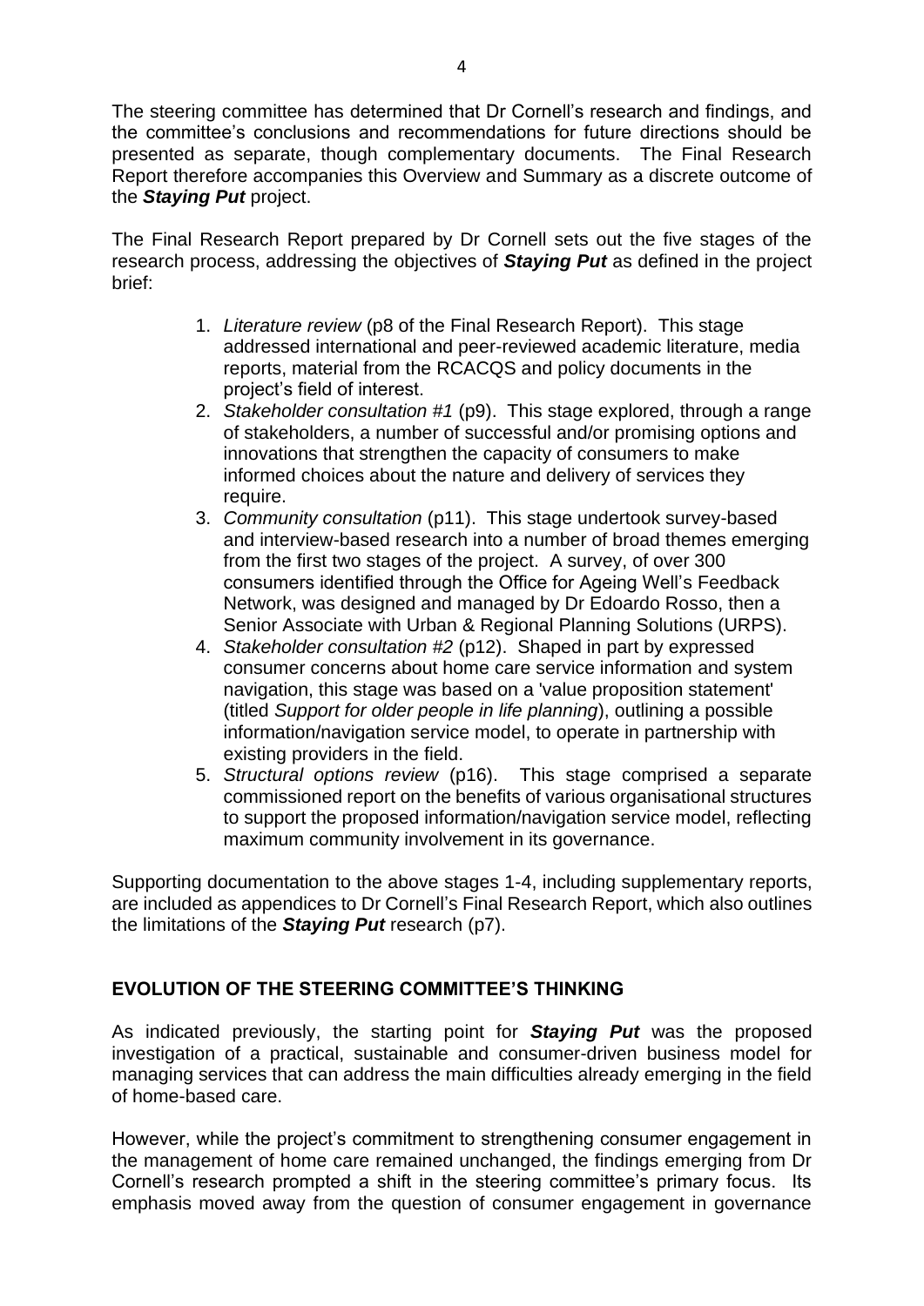The steering committee has determined that Dr Cornell's research and findings, and the committee's conclusions and recommendations for future directions should be presented as separate, though complementary documents. The Final Research Report therefore accompanies this Overview and Summary as a discrete outcome of the ***Staying Put*** project.

The Final Research Report prepared by Dr Cornell sets out the five stages of the research process, addressing the objectives of ***Staying Put*** as defined in the project brief:

1. *Literature review* (p8 of the Final Research Report). This stage addressed international and peer-reviewed academic literature, media reports, material from the RCACQS and policy documents in the project's field of interest.
2. *Stakeholder consultation #1* (p9). This stage explored, through a range of stakeholders, a number of successful and/or promising options and innovations that strengthen the capacity of consumers to make informed choices about the nature and delivery of services they require.
3. *Community consultation* (p11). This stage undertook survey-based and interview-based research into a number of broad themes emerging from the first two stages of the project. A survey, of over 300 consumers identified through the Office for Ageing Well's Feedback Network, was designed and managed by Dr Edoardo Rosso, then a Senior Associate with Urban & Regional Planning Solutions (URPS).
4. *Stakeholder consultation #2* (p12). Shaped in part by expressed consumer concerns about home care service information and system navigation, this stage was based on a 'value proposition statement' (titled *Support for older people in life planning*), outlining a possible information/navigation service model, to operate in partnership with existing providers in the field.
5. *Structural options review* (p16). This stage comprised a separate commissioned report on the benefits of various organisational structures to support the proposed information/navigation service model, reflecting maximum community involvement in its governance.

Supporting documentation to the above stages 1-4, including supplementary reports, are included as appendices to Dr Cornell's Final Research Report, which also outlines the limitations of the ***Staying Put*** research (p7).

## EVOLUTION OF THE STEERING COMMITTEE'S THINKING

As indicated previously, the starting point for ***Staying Put*** was the proposed investigation of a practical, sustainable and consumer-driven business model for managing services that can address the main difficulties already emerging in the field of home-based care.

However, while the project's commitment to strengthening consumer engagement in the management of home care remained unchanged, the findings emerging from Dr Cornell's research prompted a shift in the steering committee's primary focus. Its emphasis moved away from the question of consumer engagement in governance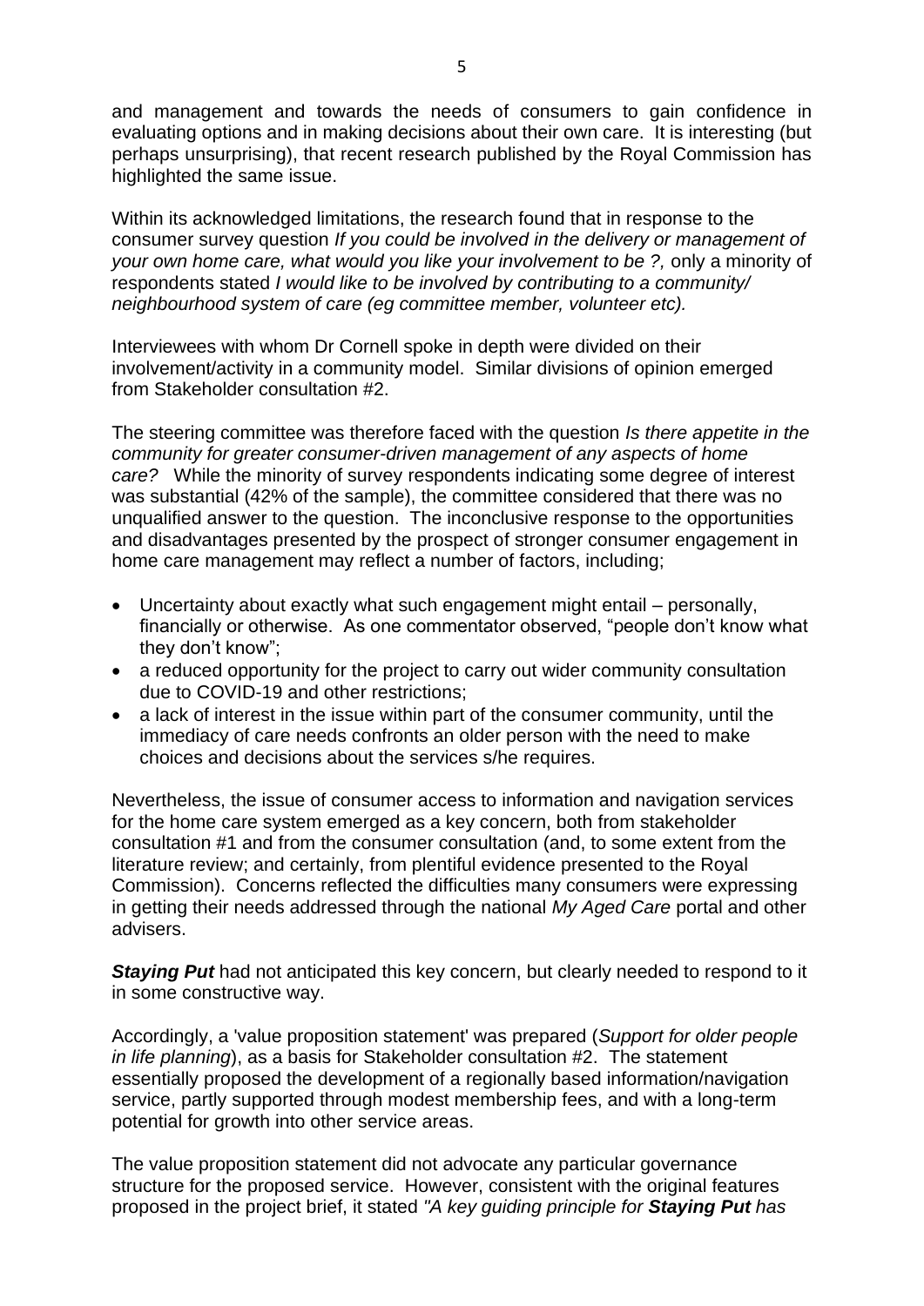and management and towards the needs of consumers to gain confidence in evaluating options and in making decisions about their own care. It is interesting (but perhaps unsurprising), that recent research published by the Royal Commission has highlighted the same issue.

Within its acknowledged limitations, the research found that in response to the consumer survey question *If you could be involved in the delivery or management of your own home care, what would you like your involvement to be ?,* only a minority of respondents stated *I would like to be involved by contributing to a community/ neighbourhood system of care (eg committee member, volunteer etc).*

Interviewees with whom Dr Cornell spoke in depth were divided on their involvement/activity in a community model. Similar divisions of opinion emerged from Stakeholder consultation #2.

The steering committee was therefore faced with the question *Is there appetite in the community for greater consumer-driven management of any aspects of home care?* While the minority of survey respondents indicating some degree of interest was substantial (42% of the sample), the committee considered that there was no unqualified answer to the question. The inconclusive response to the opportunities and disadvantages presented by the prospect of stronger consumer engagement in home care management may reflect a number of factors, including;

- Uncertainty about exactly what such engagement might entail – personally, financially or otherwise. As one commentator observed, "people don't know what they don't know";
- a reduced opportunity for the project to carry out wider community consultation due to COVID-19 and other restrictions;
- a lack of interest in the issue within part of the consumer community, until the immediacy of care needs confronts an older person with the need to make choices and decisions about the services s/he requires.

Nevertheless, the issue of consumer access to information and navigation services for the home care system emerged as a key concern, both from stakeholder consultation #1 and from the consumer consultation (and, to some extent from the literature review; and certainly, from plentiful evidence presented to the Royal Commission). Concerns reflected the difficulties many consumers were expressing in getting their needs addressed through the national *My Aged Care* portal and other advisers.

***Staying Put*** had not anticipated this key concern, but clearly needed to respond to it in some constructive way.

Accordingly, a 'value proposition statement' was prepared (*Support for older people in life planning*), as a basis for Stakeholder consultation #2. The statement essentially proposed the development of a regionally based information/navigation service, partly supported through modest membership fees, and with a long-term potential for growth into other service areas.

The value proposition statement did not advocate any particular governance structure for the proposed service. However, consistent with the original features proposed in the project brief, it stated *"A key guiding principle for **Staying Put** has*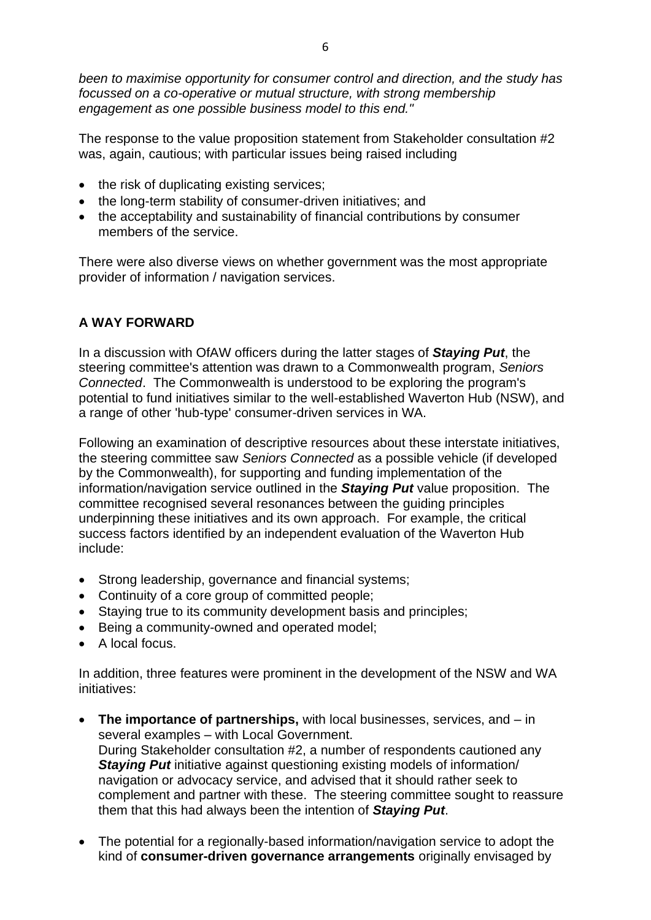*been to maximise opportunity for consumer control and direction, and the study has focussed on a co-operative or mutual structure, with strong membership engagement as one possible business model to this end."*

The response to the value proposition statement from Stakeholder consultation #2 was, again, cautious; with particular issues being raised including

- the risk of duplicating existing services;
- the long-term stability of consumer-driven initiatives; and
- the acceptability and sustainability of financial contributions by consumer members of the service.

There were also diverse views on whether government was the most appropriate provider of information / navigation services.

**A WAY FORWARD**

In a discussion with OfAW officers during the latter stages of ***Staying Put***, the steering committee's attention was drawn to a Commonwealth program, *Seniors Connected*. The Commonwealth is understood to be exploring the program's potential to fund initiatives similar to the well-established Waverton Hub (NSW), and a range of other 'hub-type' consumer-driven services in WA.

Following an examination of descriptive resources about these interstate initiatives, the steering committee saw *Seniors Connected* as a possible vehicle (if developed by the Commonwealth), for supporting and funding implementation of the information/navigation service outlined in the ***Staying Put*** value proposition. The committee recognised several resonances between the guiding principles underpinning these initiatives and its own approach. For example, the critical success factors identified by an independent evaluation of the Waverton Hub include:

- Strong leadership, governance and financial systems;
- Continuity of a core group of committed people;
- Staying true to its community development basis and principles;
- Being a community-owned and operated model;
- A local focus.

In addition, three features were prominent in the development of the NSW and WA initiatives:

- **The importance of partnerships,** with local businesses, services, and – in several examples – with Local Government.
  During Stakeholder consultation #2, a number of respondents cautioned any ***Staying Put*** initiative against questioning existing models of information/ navigation or advocacy service, and advised that it should rather seek to complement and partner with these. The steering committee sought to reassure them that this had always been the intention of ***Staying Put***.

- The potential for a regionally-based information/navigation service to adopt the kind of **consumer-driven governance arrangements** originally envisaged by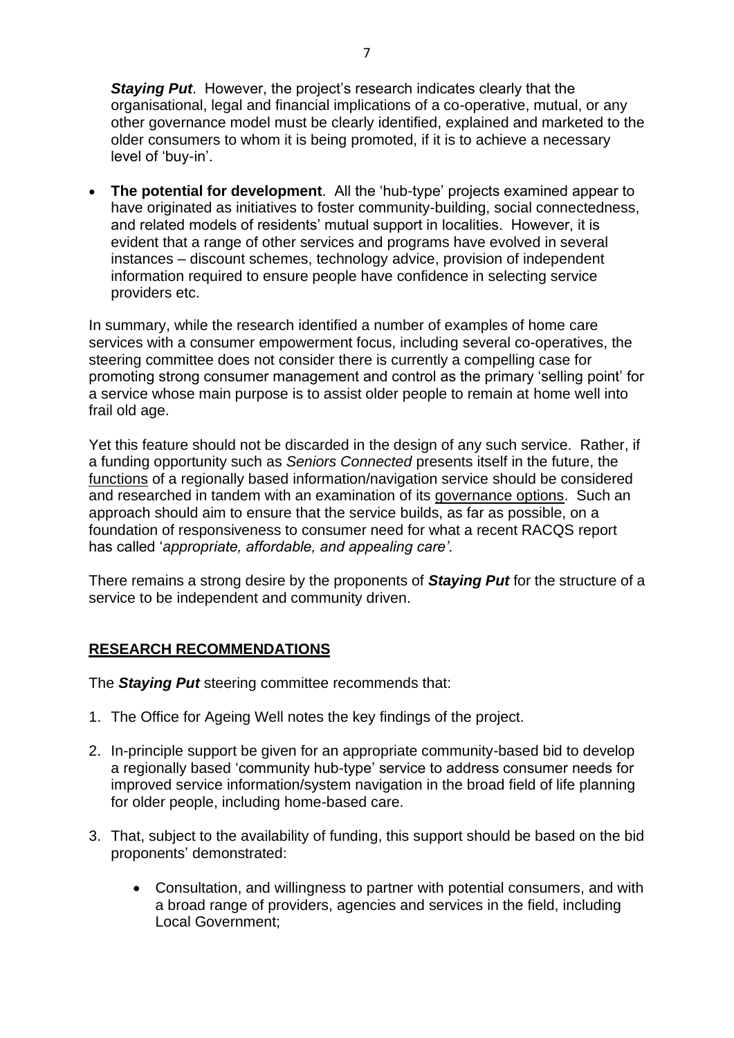***Staying Put***. However, the project's research indicates clearly that the organisational, legal and financial implications of a co-operative, mutual, or any other governance model must be clearly identified, explained and marketed to the older consumers to whom it is being promoted, if it is to achieve a necessary level of 'buy-in'.

- **The potential for development**. All the 'hub-type' projects examined appear to have originated as initiatives to foster community-building, social connectedness, and related models of residents' mutual support in localities. However, it is evident that a range of other services and programs have evolved in several instances – discount schemes, technology advice, provision of independent information required to ensure people have confidence in selecting service providers etc.

In summary, while the research identified a number of examples of home care services with a consumer empowerment focus, including several co-operatives, the steering committee does not consider there is currently a compelling case for promoting strong consumer management and control as the primary 'selling point' for a service whose main purpose is to assist older people to remain at home well into frail old age.

Yet this feature should not be discarded in the design of any such service. Rather, if a funding opportunity such as *Seniors Connected* presents itself in the future, the functions of a regionally based information/navigation service should be considered and researched in tandem with an examination of its governance options. Such an approach should aim to ensure that the service builds, as far as possible, on a foundation of responsiveness to consumer need for what a recent RACQS report has called '*appropriate, affordable, and appealing care'.*

There remains a strong desire by the proponents of ***Staying Put*** for the structure of a service to be independent and community driven.

## RESEARCH RECOMMENDATIONS

The ***Staying Put*** steering committee recommends that:

1. The Office for Ageing Well notes the key findings of the project.
2. In-principle support be given for an appropriate community-based bid to develop a regionally based 'community hub-type' service to address consumer needs for improved service information/system navigation in the broad field of life planning for older people, including home-based care.
3. That, subject to the availability of funding, this support should be based on the bid proponents' demonstrated:
    - Consultation, and willingness to partner with potential consumers, and with a broad range of providers, agencies and services in the field, including Local Government;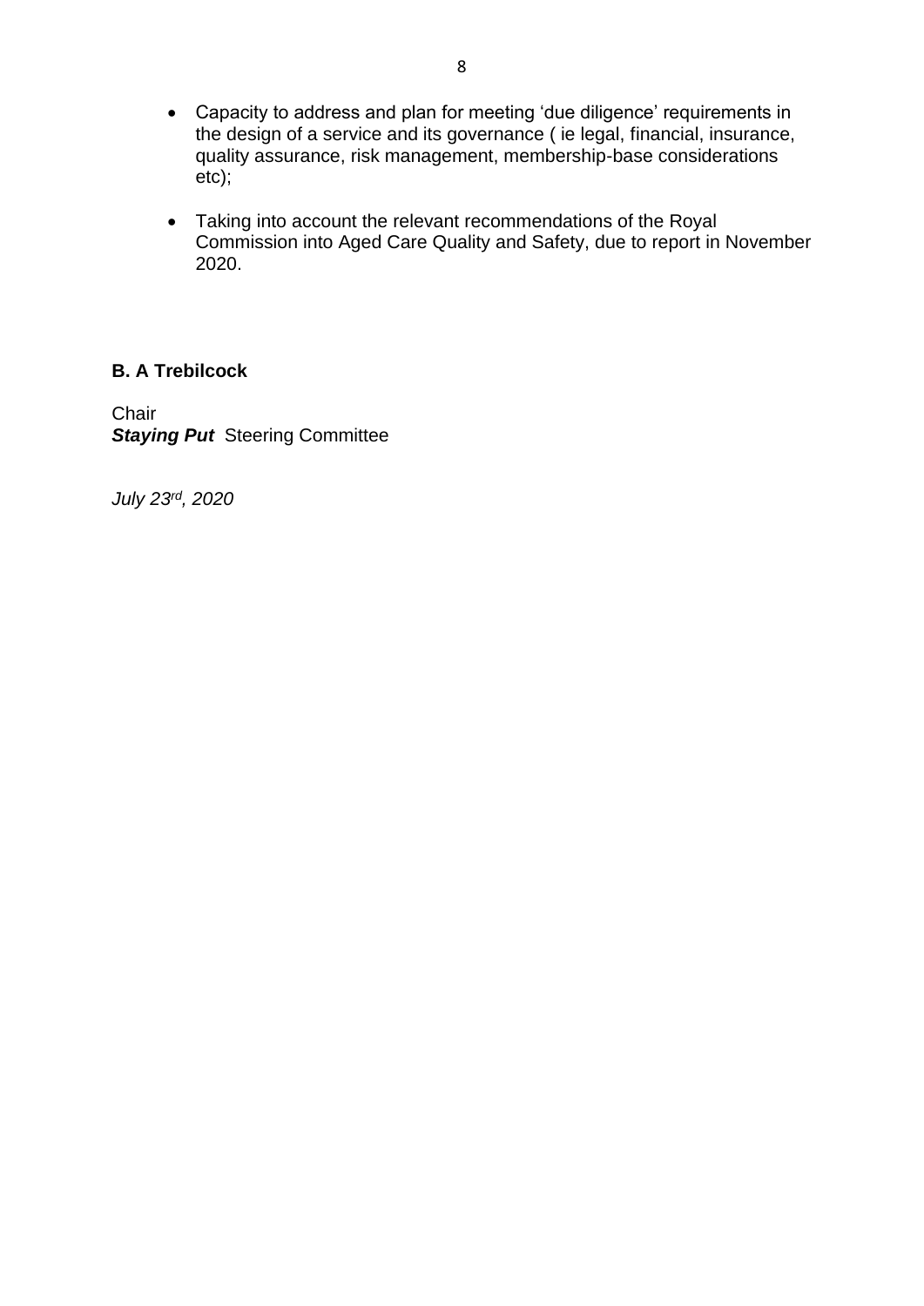- Capacity to address and plan for meeting 'due diligence' requirements in the design of a service and its governance ( ie legal, financial, insurance, quality assurance, risk management, membership-base considerations etc);

- Taking into account the relevant recommendations of the Royal Commission into Aged Care Quality and Safety, due to report in November 2020.

**B. A Trebilcock**

Chair
***Staying Put*** Steering Committee

*July 23rd, 2020*